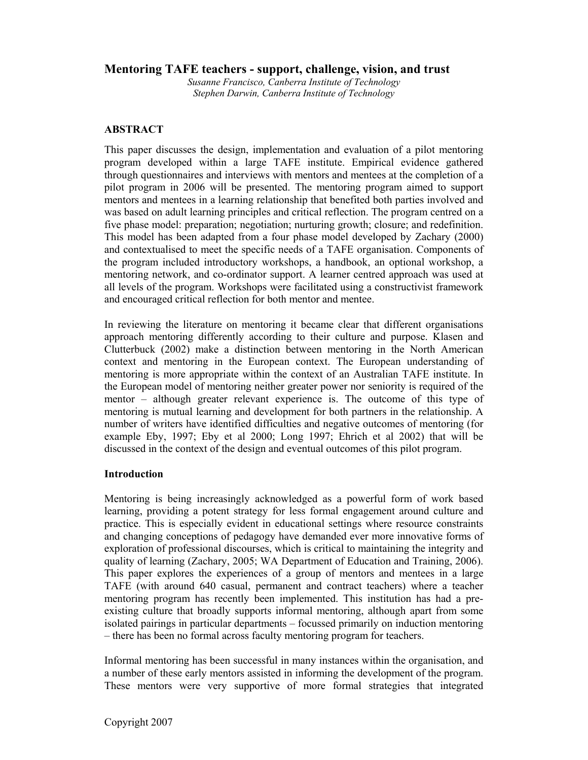# Mentoring TAFE teachers - support, challenge, vision, and trust

*Susanne Francisco, Canberra Institute of Technology*
*Stephen Darwin, Canberra Institute of Technology*

## ABSTRACT

This paper discusses the design, implementation and evaluation of a pilot mentoring program developed within a large TAFE institute. Empirical evidence gathered through questionnaires and interviews with mentors and mentees at the completion of a pilot program in 2006 will be presented. The mentoring program aimed to support mentors and mentees in a learning relationship that benefited both parties involved and was based on adult learning principles and critical reflection. The program centred on a five phase model: preparation; negotiation; nurturing growth; closure; and redefinition. This model has been adapted from a four phase model developed by Zachary (2000) and contextualised to meet the specific needs of a TAFE organisation. Components of the program included introductory workshops, a handbook, an optional workshop, a mentoring network, and co-ordinator support. A learner centred approach was used at all levels of the program. Workshops were facilitated using a constructivist framework and encouraged critical reflection for both mentor and mentee.

In reviewing the literature on mentoring it became clear that different organisations approach mentoring differently according to their culture and purpose. Klasen and Clutterbuck (2002) make a distinction between mentoring in the North American context and mentoring in the European context. The European understanding of mentoring is more appropriate within the context of an Australian TAFE institute. In the European model of mentoring neither greater power nor seniority is required of the mentor – although greater relevant experience is. The outcome of this type of mentoring is mutual learning and development for both partners in the relationship. A number of writers have identified difficulties and negative outcomes of mentoring (for example Eby, 1997; Eby et al 2000; Long 1997; Ehrich et al 2002) that will be discussed in the context of the design and eventual outcomes of this pilot program.

## Introduction

Mentoring is being increasingly acknowledged as a powerful form of work based learning, providing a potent strategy for less formal engagement around culture and practice. This is especially evident in educational settings where resource constraints and changing conceptions of pedagogy have demanded ever more innovative forms of exploration of professional discourses, which is critical to maintaining the integrity and quality of learning (Zachary, 2005; WA Department of Education and Training, 2006). This paper explores the experiences of a group of mentors and mentees in a large TAFE (with around 640 casual, permanent and contract teachers) where a teacher mentoring program has recently been implemented. This institution has had a pre-existing culture that broadly supports informal mentoring, although apart from some isolated pairings in particular departments – focussed primarily on induction mentoring – there has been no formal across faculty mentoring program for teachers.

Informal mentoring has been successful in many instances within the organisation, and a number of these early mentors assisted in informing the development of the program. These mentors were very supportive of more formal strategies that integrated

Copyright 2007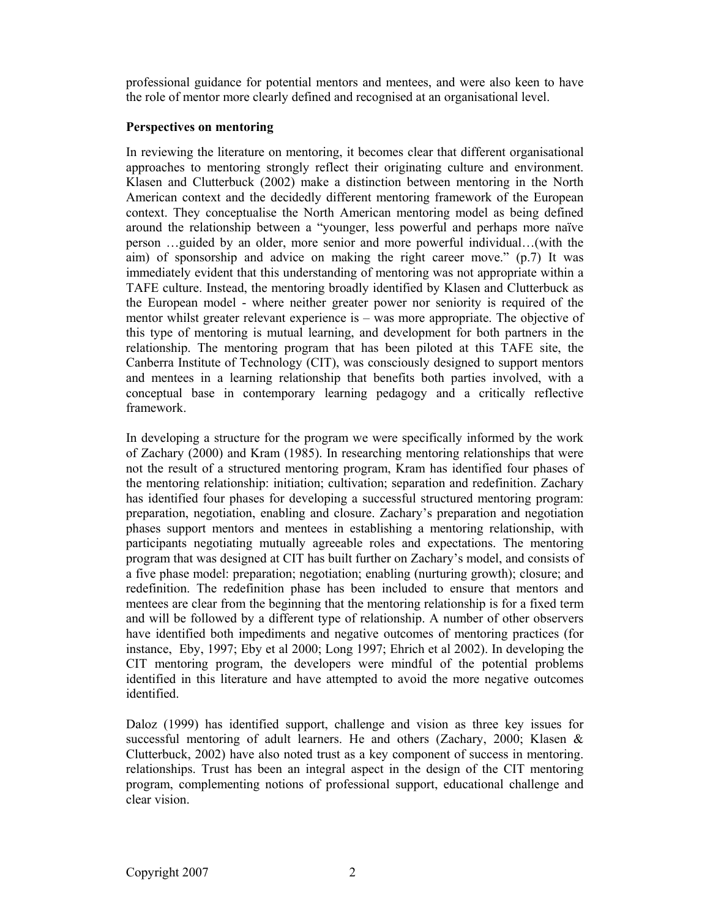professional guidance for potential mentors and mentees, and were also keen to have the role of mentor more clearly defined and recognised at an organisational level.

**Perspectives on mentoring**

In reviewing the literature on mentoring, it becomes clear that different organisational approaches to mentoring strongly reflect their originating culture and environment. Klasen and Clutterbuck (2002) make a distinction between mentoring in the North American context and the decidedly different mentoring framework of the European context. They conceptualise the North American mentoring model as being defined around the relationship between a "younger, less powerful and perhaps more naïve person …guided by an older, more senior and more powerful individual…(with the aim) of sponsorship and advice on making the right career move." (p.7) It was immediately evident that this understanding of mentoring was not appropriate within a TAFE culture. Instead, the mentoring broadly identified by Klasen and Clutterbuck as the European model - where neither greater power nor seniority is required of the mentor whilst greater relevant experience is – was more appropriate. The objective of this type of mentoring is mutual learning, and development for both partners in the relationship. The mentoring program that has been piloted at this TAFE site, the Canberra Institute of Technology (CIT), was consciously designed to support mentors and mentees in a learning relationship that benefits both parties involved, with a conceptual base in contemporary learning pedagogy and a critically reflective framework.

In developing a structure for the program we were specifically informed by the work of Zachary (2000) and Kram (1985). In researching mentoring relationships that were not the result of a structured mentoring program, Kram has identified four phases of the mentoring relationship: initiation; cultivation; separation and redefinition. Zachary has identified four phases for developing a successful structured mentoring program: preparation, negotiation, enabling and closure. Zachary's preparation and negotiation phases support mentors and mentees in establishing a mentoring relationship, with participants negotiating mutually agreeable roles and expectations. The mentoring program that was designed at CIT has built further on Zachary's model, and consists of a five phase model: preparation; negotiation; enabling (nurturing growth); closure; and redefinition. The redefinition phase has been included to ensure that mentors and mentees are clear from the beginning that the mentoring relationship is for a fixed term and will be followed by a different type of relationship. A number of other observers have identified both impediments and negative outcomes of mentoring practices (for instance, Eby, 1997; Eby et al 2000; Long 1997; Ehrich et al 2002). In developing the CIT mentoring program, the developers were mindful of the potential problems identified in this literature and have attempted to avoid the more negative outcomes identified.

Daloz (1999) has identified support, challenge and vision as three key issues for successful mentoring of adult learners. He and others (Zachary, 2000; Klasen & Clutterbuck, 2002) have also noted trust as a key component of success in mentoring. relationships. Trust has been an integral aspect in the design of the CIT mentoring program, complementing notions of professional support, educational challenge and clear vision.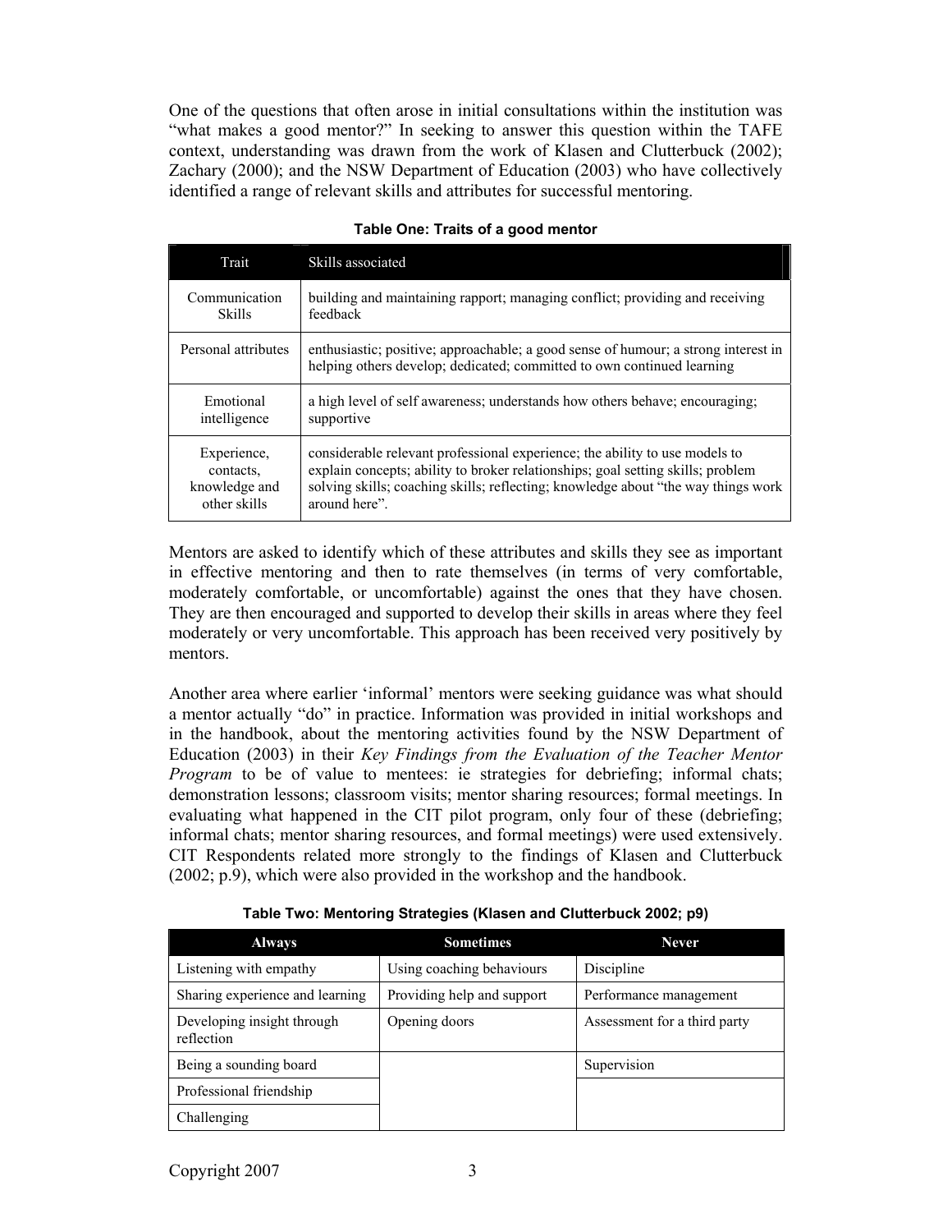One of the questions that often arose in initial consultations within the institution was "what makes a good mentor?" In seeking to answer this question within the TAFE context, understanding was drawn from the work of Klasen and Clutterbuck (2002); Zachary (2000); and the NSW Department of Education (2003) who have collectively identified a range of relevant skills and attributes for successful mentoring.

**Table One: Traits of a good mentor**

| Trait | Skills associated |
|---|---|
| Communication Skills | building and maintaining rapport; managing conflict; providing and receiving feedback |
| Personal attributes | enthusiastic; positive; approachable; a good sense of humour; a strong interest in helping others develop; dedicated; committed to own continued learning |
| Emotional intelligence | a high level of self awareness; understands how others behave; encouraging; supportive |
| Experience, contacts, knowledge and other skills | considerable relevant professional experience; the ability to use models to explain concepts; ability to broker relationships; goal setting skills; problem solving skills; coaching skills; reflecting; knowledge about "the way things work around here". |

Mentors are asked to identify which of these attributes and skills they see as important in effective mentoring and then to rate themselves (in terms of very comfortable, moderately comfortable, or uncomfortable) against the ones that they have chosen. They are then encouraged and supported to develop their skills in areas where they feel moderately or very uncomfortable. This approach has been received very positively by mentors.

Another area where earlier 'informal' mentors were seeking guidance was what should a mentor actually "do" in practice. Information was provided in initial workshops and in the handbook, about the mentoring activities found by the NSW Department of Education (2003) in their *Key Findings from the Evaluation of the Teacher Mentor Program* to be of value to mentees: ie strategies for debriefing; informal chats; demonstration lessons; classroom visits; mentor sharing resources; formal meetings. In evaluating what happened in the CIT pilot program, only four of these (debriefing; informal chats; mentor sharing resources, and formal meetings) were used extensively. CIT Respondents related more strongly to the findings of Klasen and Clutterbuck (2002; p.9), which were also provided in the workshop and the handbook.

**Table Two: Mentoring Strategies (Klasen and Clutterbuck 2002; p9)**

| Always | Sometimes | Never |
|---|---|---|
| Listening with empathy | Using coaching behaviours | Discipline |
| Sharing experience and learning | Providing help and support | Performance management |
| Developing insight through reflection | Opening doors | Assessment for a third party |
| Being a sounding board | | Supervision |
| Professional friendship | | |
| Challenging | | |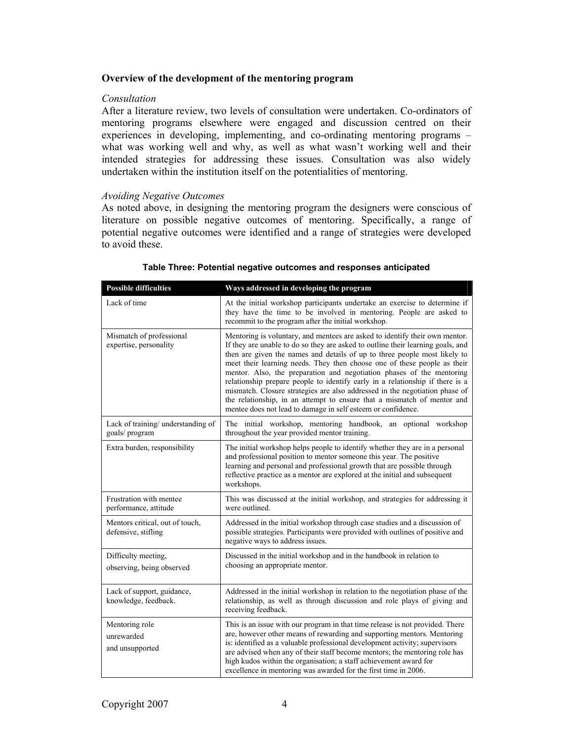### Overview of the development of the mentoring program

*Consultation*

After a literature review, two levels of consultation were undertaken. Co-ordinators of mentoring programs elsewhere were engaged and discussion centred on their experiences in developing, implementing, and co-ordinating mentoring programs – what was working well and why, as well as what wasn't working well and their intended strategies for addressing these issues. Consultation was also widely undertaken within the institution itself on the potentialities of mentoring.

*Avoiding Negative Outcomes*

As noted above, in designing the mentoring program the designers were conscious of literature on possible negative outcomes of mentoring. Specifically, a range of potential negative outcomes were identified and a range of strategies were developed to avoid these.

**Table Three: Potential negative outcomes and responses anticipated**

| Possible difficulties | Ways addressed in developing the program |
| --- | --- |
| Lack of time | At the initial workshop participants undertake an exercise to determine if they have the time to be involved in mentoring. People are asked to recommit to the program after the initial workshop. |
| Mismatch of professional expertise, personality | Mentoring is voluntary, and mentees are asked to identify their own mentor. If they are unable to do so they are asked to outline their learning goals, and then are given the names and details of up to three people most likely to meet their learning needs. They then choose one of these people as their mentor. Also, the preparation and negotiation phases of the mentoring relationship prepare people to identify early in a relationship if there is a mismatch. Closure strategies are also addressed in the negotiation phase of the relationship, in an attempt to ensure that a mismatch of mentor and mentee does not lead to damage in self esteem or confidence. |
| Lack of training/ understanding of goals/ program | The initial workshop, mentoring handbook, an optional workshop throughout the year provided mentor training. |
| Extra burden, responsibility | The initial workshop helps people to identify whether they are in a personal and professional position to mentor someone this year. The positive learning and personal and professional growth that are possible through reflective practice as a mentor are explored at the initial and subsequent workshops. |
| Frustration with mentee performance, attitude | This was discussed at the initial workshop, and strategies for addressing it were outlined. |
| Mentors critical, out of touch, defensive, stifling | Addressed in the initial workshop through case studies and a discussion of possible strategies. Participants were provided with outlines of positive and negative ways to address issues. |
| Difficulty meeting, observing, being observed | Discussed in the initial workshop and in the handbook in relation to choosing an appropriate mentor. |
| Lack of support, guidance, knowledge, feedback. | Addressed in the initial workshop in relation to the negotiation phase of the relationship, as well as through discussion and role plays of giving and receiving feedback. |
| Mentoring role unrewarded and unsupported | This is an issue with our program in that time release is not provided. There are, however other means of rewarding and supporting mentors. Mentoring is: identified as a valuable professional development activity; supervisors are advised when any of their staff become mentors; the mentoring role has high kudos within the organisation; a staff achievement award for excellence in mentoring was awarded for the first time in 2006. |

Copyright 2007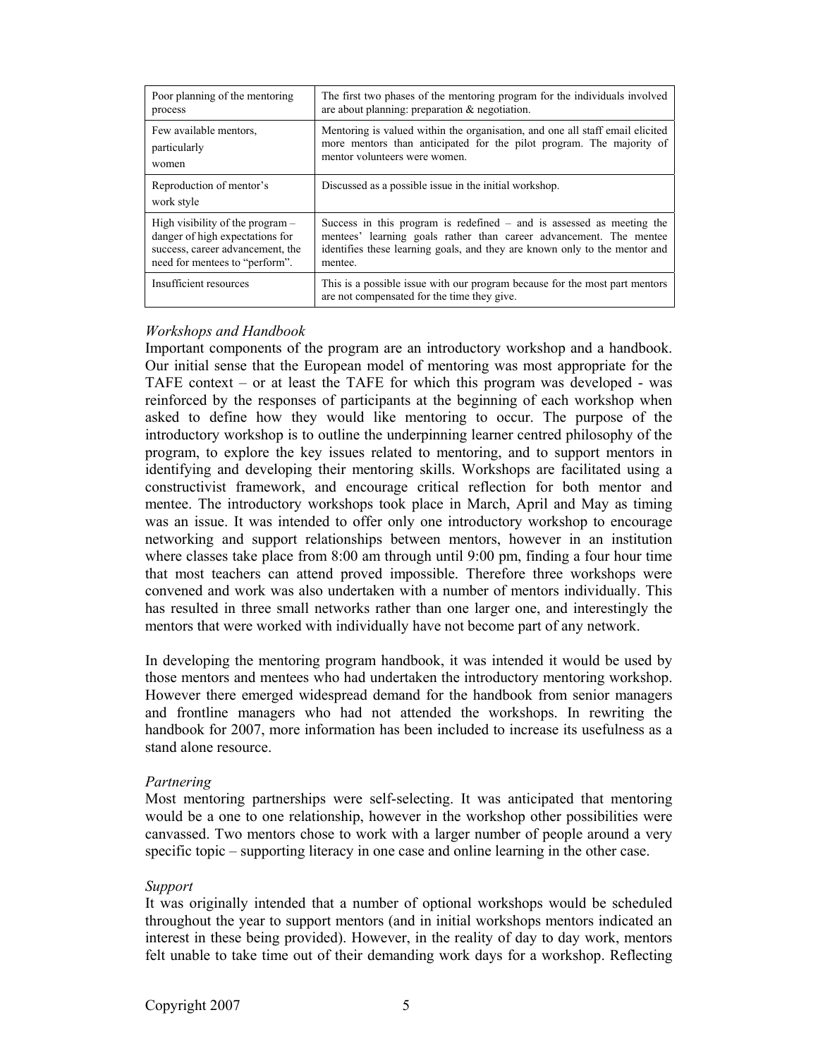| | |
|---|---|
| Poor planning of the mentoring process | The first two phases of the mentoring program for the individuals involved are about planning: preparation & negotiation. |
| Few available mentors, particularly women | Mentoring is valued within the organisation, and one all staff email elicited more mentors than anticipated for the pilot program. The majority of mentor volunteers were women. |
| Reproduction of mentor's work style | Discussed as a possible issue in the initial workshop. |
| High visibility of the program – danger of high expectations for success, career advancement, the need for mentees to "perform". | Success in this program is redefined – and is assessed as meeting the mentees' learning goals rather than career advancement. The mentee identifies these learning goals, and they are known only to the mentor and mentee. |
| Insufficient resources | This is a possible issue with our program because for the most part mentors are not compensated for the time they give. |

*Workshops and Handbook*

Important components of the program are an introductory workshop and a handbook. Our initial sense that the European model of mentoring was most appropriate for the TAFE context – or at least the TAFE for which this program was developed - was reinforced by the responses of participants at the beginning of each workshop when asked to define how they would like mentoring to occur. The purpose of the introductory workshop is to outline the underpinning learner centred philosophy of the program, to explore the key issues related to mentoring, and to support mentors in identifying and developing their mentoring skills. Workshops are facilitated using a constructivist framework, and encourage critical reflection for both mentor and mentee. The introductory workshops took place in March, April and May as timing was an issue. It was intended to offer only one introductory workshop to encourage networking and support relationships between mentors, however in an institution where classes take place from 8:00 am through until 9:00 pm, finding a four hour time that most teachers can attend proved impossible. Therefore three workshops were convened and work was also undertaken with a number of mentors individually. This has resulted in three small networks rather than one larger one, and interestingly the mentors that were worked with individually have not become part of any network.

In developing the mentoring program handbook, it was intended it would be used by those mentors and mentees who had undertaken the introductory mentoring workshop. However there emerged widespread demand for the handbook from senior managers and frontline managers who had not attended the workshops. In rewriting the handbook for 2007, more information has been included to increase its usefulness as a stand alone resource.

*Partnering*

Most mentoring partnerships were self-selecting. It was anticipated that mentoring would be a one to one relationship, however in the workshop other possibilities were canvassed. Two mentors chose to work with a larger number of people around a very specific topic – supporting literacy in one case and online learning in the other case.

*Support*

It was originally intended that a number of optional workshops would be scheduled throughout the year to support mentors (and in initial workshops mentors indicated an interest in these being provided). However, in the reality of day to day work, mentors felt unable to take time out of their demanding work days for a workshop. Reflecting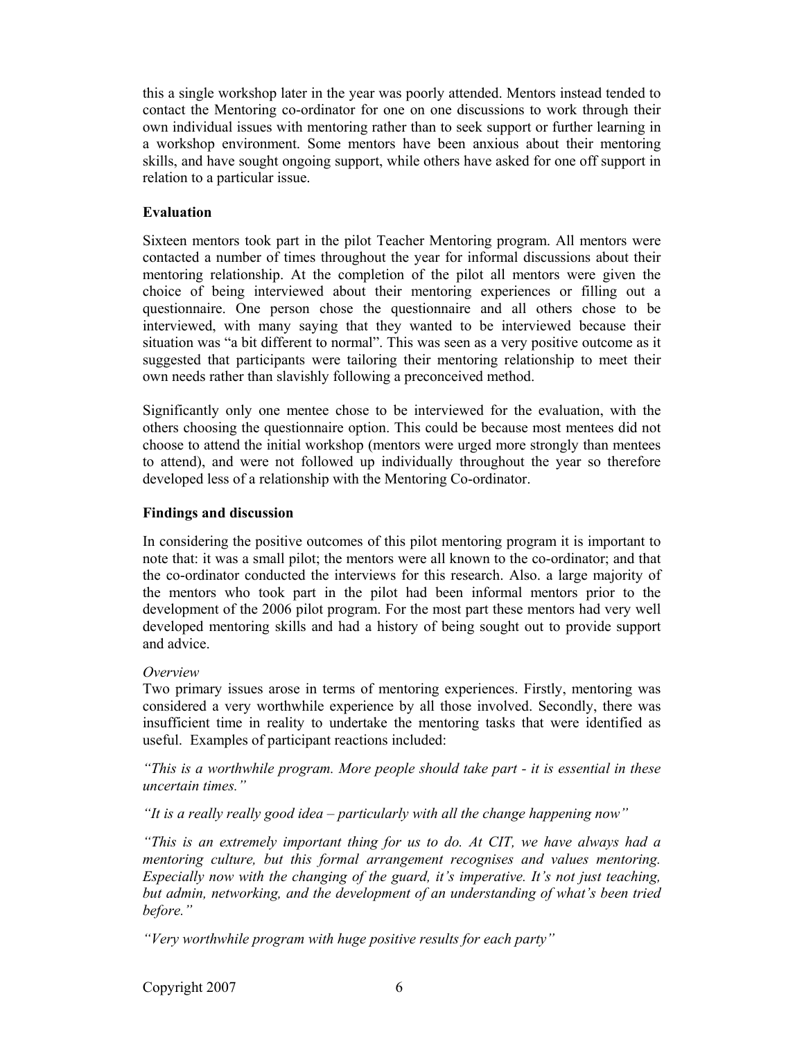this a single workshop later in the year was poorly attended. Mentors instead tended to contact the Mentoring co-ordinator for one on one discussions to work through their own individual issues with mentoring rather than to seek support or further learning in a workshop environment. Some mentors have been anxious about their mentoring skills, and have sought ongoing support, while others have asked for one off support in relation to a particular issue.

## Evaluation

Sixteen mentors took part in the pilot Teacher Mentoring program. All mentors were contacted a number of times throughout the year for informal discussions about their mentoring relationship. At the completion of the pilot all mentors were given the choice of being interviewed about their mentoring experiences or filling out a questionnaire. One person chose the questionnaire and all others chose to be interviewed, with many saying that they wanted to be interviewed because their situation was "a bit different to normal". This was seen as a very positive outcome as it suggested that participants were tailoring their mentoring relationship to meet their own needs rather than slavishly following a preconceived method.

Significantly only one mentee chose to be interviewed for the evaluation, with the others choosing the questionnaire option. This could be because most mentees did not choose to attend the initial workshop (mentors were urged more strongly than mentees to attend), and were not followed up individually throughout the year so therefore developed less of a relationship with the Mentoring Co-ordinator.

## Findings and discussion

In considering the positive outcomes of this pilot mentoring program it is important to note that: it was a small pilot; the mentors were all known to the co-ordinator; and that the co-ordinator conducted the interviews for this research. Also. a large majority of the mentors who took part in the pilot had been informal mentors prior to the development of the 2006 pilot program. For the most part these mentors had very well developed mentoring skills and had a history of being sought out to provide support and advice.

### *Overview*

Two primary issues arose in terms of mentoring experiences. Firstly, mentoring was considered a very worthwhile experience by all those involved. Secondly, there was insufficient time in reality to undertake the mentoring tasks that were identified as useful. Examples of participant reactions included:

*"This is a worthwhile program. More people should take part - it is essential in these uncertain times."*

*"It is a really really good idea – particularly with all the change happening now"*

*"This is an extremely important thing for us to do. At CIT, we have always had a mentoring culture, but this formal arrangement recognises and values mentoring. Especially now with the changing of the guard, it's imperative. It's not just teaching, but admin, networking, and the development of an understanding of what's been tried before."*

*"Very worthwhile program with huge positive results for each party"*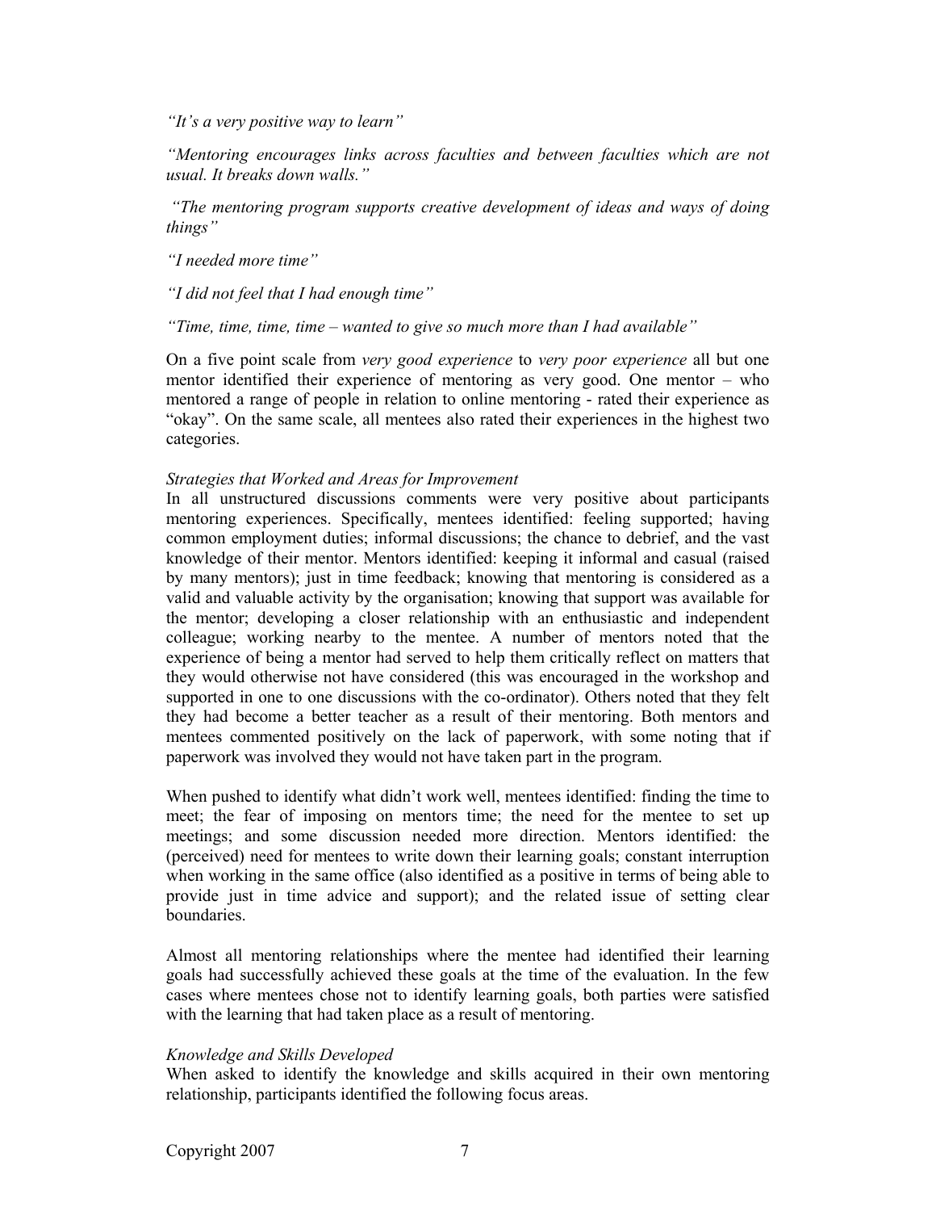*"It's a very positive way to learn"*

*"Mentoring encourages links across faculties and between faculties which are not usual. It breaks down walls."*

*"The mentoring program supports creative development of ideas and ways of doing things"*

*"I needed more time"*

*"I did not feel that I had enough time"*

*"Time, time, time, time – wanted to give so much more than I had available"*

On a five point scale from *very good experience* to *very poor experience* all but one mentor identified their experience of mentoring as very good. One mentor – who mentored a range of people in relation to online mentoring - rated their experience as "okay". On the same scale, all mentees also rated their experiences in the highest two categories.

*Strategies that Worked and Areas for Improvement*

In all unstructured discussions comments were very positive about participants mentoring experiences. Specifically, mentees identified: feeling supported; having common employment duties; informal discussions; the chance to debrief, and the vast knowledge of their mentor. Mentors identified: keeping it informal and casual (raised by many mentors); just in time feedback; knowing that mentoring is considered as a valid and valuable activity by the organisation; knowing that support was available for the mentor; developing a closer relationship with an enthusiastic and independent colleague; working nearby to the mentee. A number of mentors noted that the experience of being a mentor had served to help them critically reflect on matters that they would otherwise not have considered (this was encouraged in the workshop and supported in one to one discussions with the co-ordinator). Others noted that they felt they had become a better teacher as a result of their mentoring. Both mentors and mentees commented positively on the lack of paperwork, with some noting that if paperwork was involved they would not have taken part in the program.

When pushed to identify what didn't work well, mentees identified: finding the time to meet; the fear of imposing on mentors time; the need for the mentee to set up meetings; and some discussion needed more direction. Mentors identified: the (perceived) need for mentees to write down their learning goals; constant interruption when working in the same office (also identified as a positive in terms of being able to provide just in time advice and support); and the related issue of setting clear boundaries.

Almost all mentoring relationships where the mentee had identified their learning goals had successfully achieved these goals at the time of the evaluation. In the few cases where mentees chose not to identify learning goals, both parties were satisfied with the learning that had taken place as a result of mentoring.

*Knowledge and Skills Developed*

When asked to identify the knowledge and skills acquired in their own mentoring relationship, participants identified the following focus areas.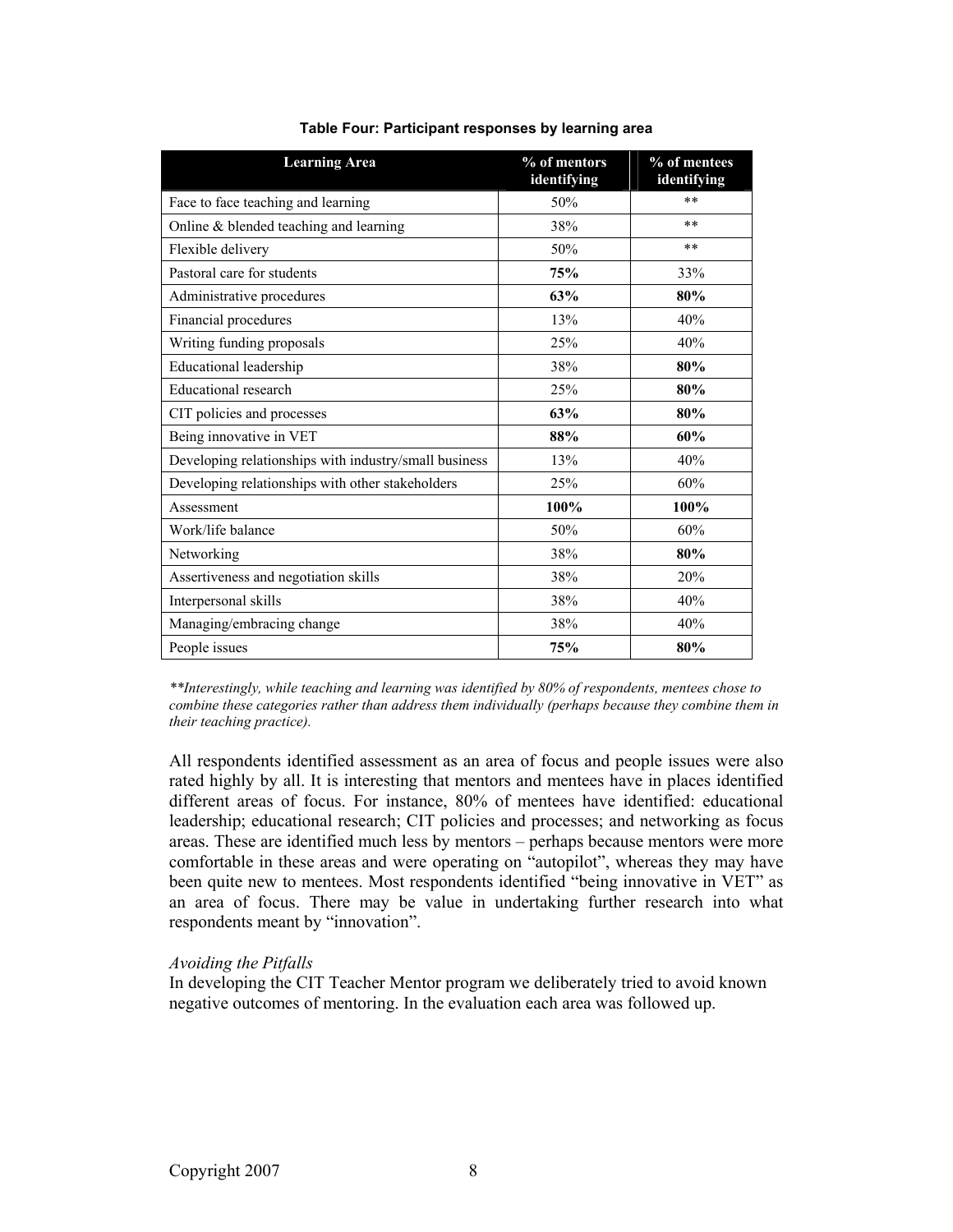**Table Four: Participant responses by learning area**

| Learning Area | % of mentors identifying | % of mentees identifying |
|---|---|---|
| Face to face teaching and learning | 50% | ** |
| Online & blended teaching and learning | 38% | ** |
| Flexible delivery | 50% | ** |
| Pastoral care for students | **75%** | 33% |
| Administrative procedures | **63%** | **80%** |
| Financial procedures | 13% | 40% |
| Writing funding proposals | 25% | 40% |
| Educational leadership | 38% | **80%** |
| Educational research | 25% | **80%** |
| CIT policies and processes | **63%** | **80%** |
| Being innovative in VET | **88%** | **60%** |
| Developing relationships with industry/small business | 13% | 40% |
| Developing relationships with other stakeholders | 25% | 60% |
| Assessment | **100%** | **100%** |
| Work/life balance | 50% | 60% |
| Networking | 38% | **80%** |
| Assertiveness and negotiation skills | 38% | 20% |
| Interpersonal skills | 38% | 40% |
| Managing/embracing change | 38% | 40% |
| People issues | **75%** | **80%** |

*\*\*Interestingly, while teaching and learning was identified by 80% of respondents, mentees chose to combine these categories rather than address them individually (perhaps because they combine them in their teaching practice).*

All respondents identified assessment as an area of focus and people issues were also rated highly by all. It is interesting that mentors and mentees have in places identified different areas of focus. For instance, 80% of mentees have identified: educational leadership; educational research; CIT policies and processes; and networking as focus areas. These are identified much less by mentors – perhaps because mentors were more comfortable in these areas and were operating on "autopilot", whereas they may have been quite new to mentees. Most respondents identified "being innovative in VET" as an area of focus. There may be value in undertaking further research into what respondents meant by "innovation".

*Avoiding the Pitfalls*

In developing the CIT Teacher Mentor program we deliberately tried to avoid known negative outcomes of mentoring. In the evaluation each area was followed up.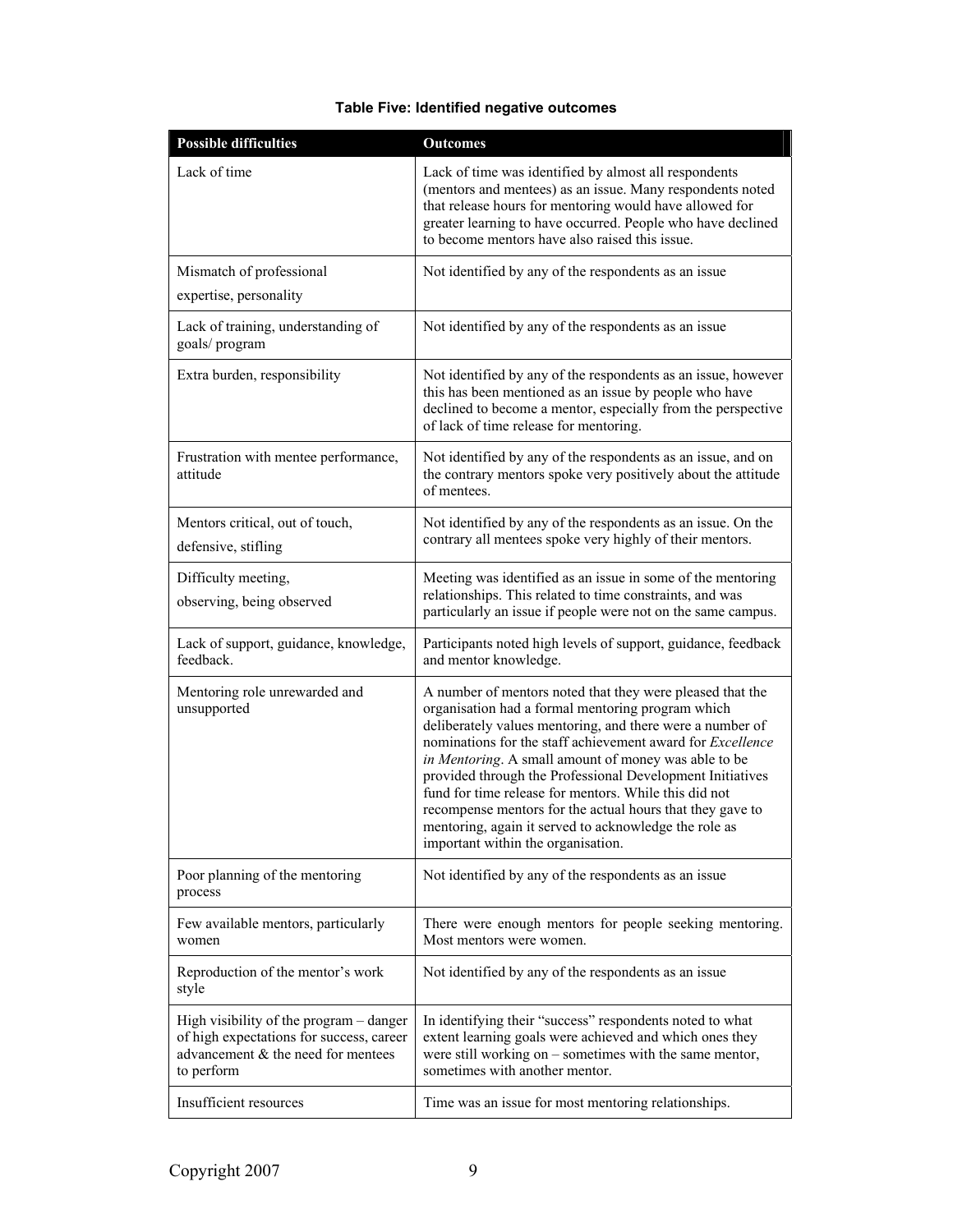**Table Five: Identified negative outcomes**

| Possible difficulties | Outcomes |
| --- | --- |
| Lack of time | Lack of time was identified by almost all respondents (mentors and mentees) as an issue. Many respondents noted that release hours for mentoring would have allowed for greater learning to have occurred. People who have declined to become mentors have also raised this issue. |
| Mismatch of professional expertise, personality | Not identified by any of the respondents as an issue |
| Lack of training, understanding of goals/ program | Not identified by any of the respondents as an issue |
| Extra burden, responsibility | Not identified by any of the respondents as an issue, however this has been mentioned as an issue by people who have declined to become a mentor, especially from the perspective of lack of time release for mentoring. |
| Frustration with mentee performance, attitude | Not identified by any of the respondents as an issue, and on the contrary mentors spoke very positively about the attitude of mentees. |
| Mentors critical, out of touch, defensive, stifling | Not identified by any of the respondents as an issue. On the contrary all mentees spoke very highly of their mentors. |
| Difficulty meeting, observing, being observed | Meeting was identified as an issue in some of the mentoring relationships. This related to time constraints, and was particularly an issue if people were not on the same campus. |
| Lack of support, guidance, knowledge, feedback. | Participants noted high levels of support, guidance, feedback and mentor knowledge. |
| Mentoring role unrewarded and unsupported | A number of mentors noted that they were pleased that the organisation had a formal mentoring program which deliberately values mentoring, and there were a number of nominations for the staff achievement award for *Excellence in Mentoring*. A small amount of money was able to be provided through the Professional Development Initiatives fund for time release for mentors. While this did not recompense mentors for the actual hours that they gave to mentoring, again it served to acknowledge the role as important within the organisation. |
| Poor planning of the mentoring process | Not identified by any of the respondents as an issue |
| Few available mentors, particularly women | There were enough mentors for people seeking mentoring. Most mentors were women. |
| Reproduction of the mentor's work style | Not identified by any of the respondents as an issue |
| High visibility of the program – danger of high expectations for success, career advancement & the need for mentees to perform | In identifying their "success" respondents noted to what extent learning goals were achieved and which ones they were still working on – sometimes with the same mentor, sometimes with another mentor. |
| Insufficient resources | Time was an issue for most mentoring relationships. |

Copyright 2007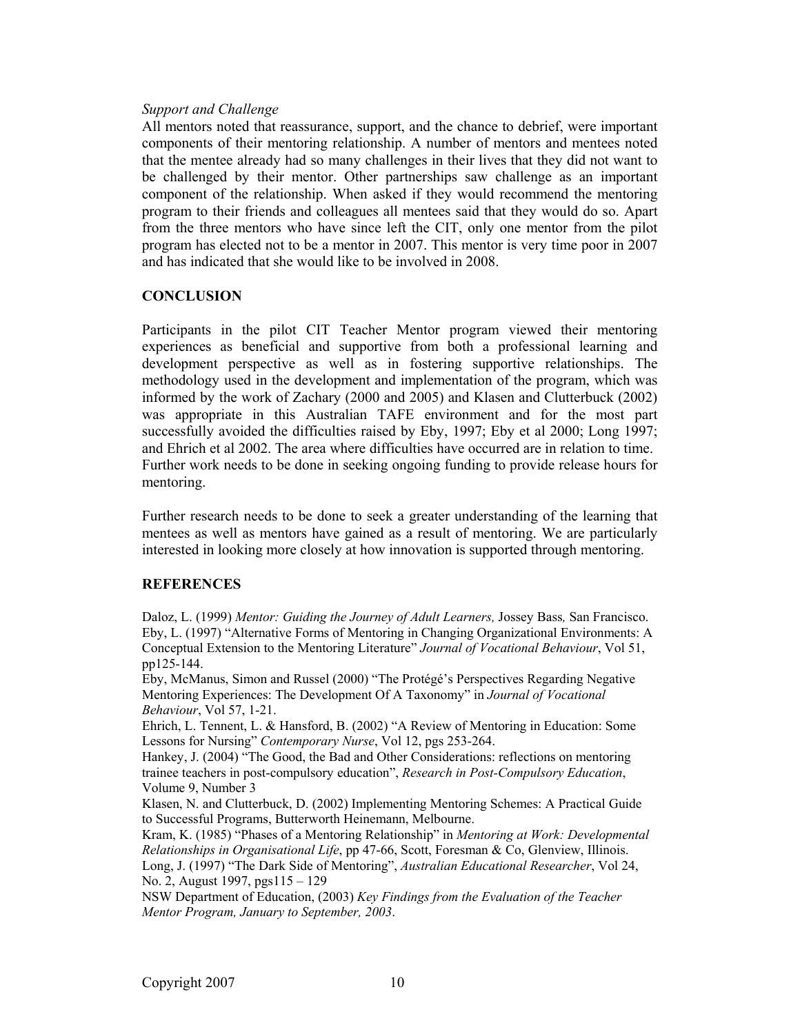*Support and Challenge*

All mentors noted that reassurance, support, and the chance to debrief, were important components of their mentoring relationship. A number of mentors and mentees noted that the mentee already had so many challenges in their lives that they did not want to be challenged by their mentor. Other partnerships saw challenge as an important component of the relationship. When asked if they would recommend the mentoring program to their friends and colleagues all mentees said that they would do so. Apart from the three mentors who have since left the CIT, only one mentor from the pilot program has elected not to be a mentor in 2007. This mentor is very time poor in 2007 and has indicated that she would like to be involved in 2008.

## CONCLUSION

Participants in the pilot CIT Teacher Mentor program viewed their mentoring experiences as beneficial and supportive from both a professional learning and development perspective as well as in fostering supportive relationships. The methodology used in the development and implementation of the program, which was informed by the work of Zachary (2000 and 2005) and Klasen and Clutterbuck (2002) was appropriate in this Australian TAFE environment and for the most part successfully avoided the difficulties raised by Eby, 1997; Eby et al 2000; Long 1997; and Ehrich et al 2002. The area where difficulties have occurred are in relation to time. Further work needs to be done in seeking ongoing funding to provide release hours for mentoring.

Further research needs to be done to seek a greater understanding of the learning that mentees as well as mentors have gained as a result of mentoring. We are particularly interested in looking more closely at how innovation is supported through mentoring.

## REFERENCES

Daloz, L. (1999) *Mentor: Guiding the Journey of Adult Learners,* Jossey Bass*,* San Francisco.

Eby, L. (1997) "Alternative Forms of Mentoring in Changing Organizational Environments: A Conceptual Extension to the Mentoring Literature" *Journal of Vocational Behaviour*, Vol 51, pp125-144.

Eby, McManus, Simon and Russel (2000) "The Protégé's Perspectives Regarding Negative Mentoring Experiences: The Development Of A Taxonomy" in *Journal of Vocational Behaviour*, Vol 57, 1-21.

Ehrich, L. Tennent, L. & Hansford, B. (2002) "A Review of Mentoring in Education: Some Lessons for Nursing" *Contemporary Nurse*, Vol 12, pgs 253-264.

Hankey, J. (2004) "The Good, the Bad and Other Considerations: reflections on mentoring trainee teachers in post-compulsory education", *Research in Post-Compulsory Education*, Volume 9, Number 3

Klasen, N. and Clutterbuck, D. (2002) Implementing Mentoring Schemes: A Practical Guide to Successful Programs, Butterworth Heinemann, Melbourne.

Kram, K. (1985) "Phases of a Mentoring Relationship" in *Mentoring at Work: Developmental Relationships in Organisational Life*, pp 47-66, Scott, Foresman & Co, Glenview, Illinois.

Long, J. (1997) "The Dark Side of Mentoring", *Australian Educational Researcher*, Vol 24, No. 2, August 1997, pgs115 – 129

NSW Department of Education, (2003) *Key Findings from the Evaluation of the Teacher Mentor Program, January to September, 2003*.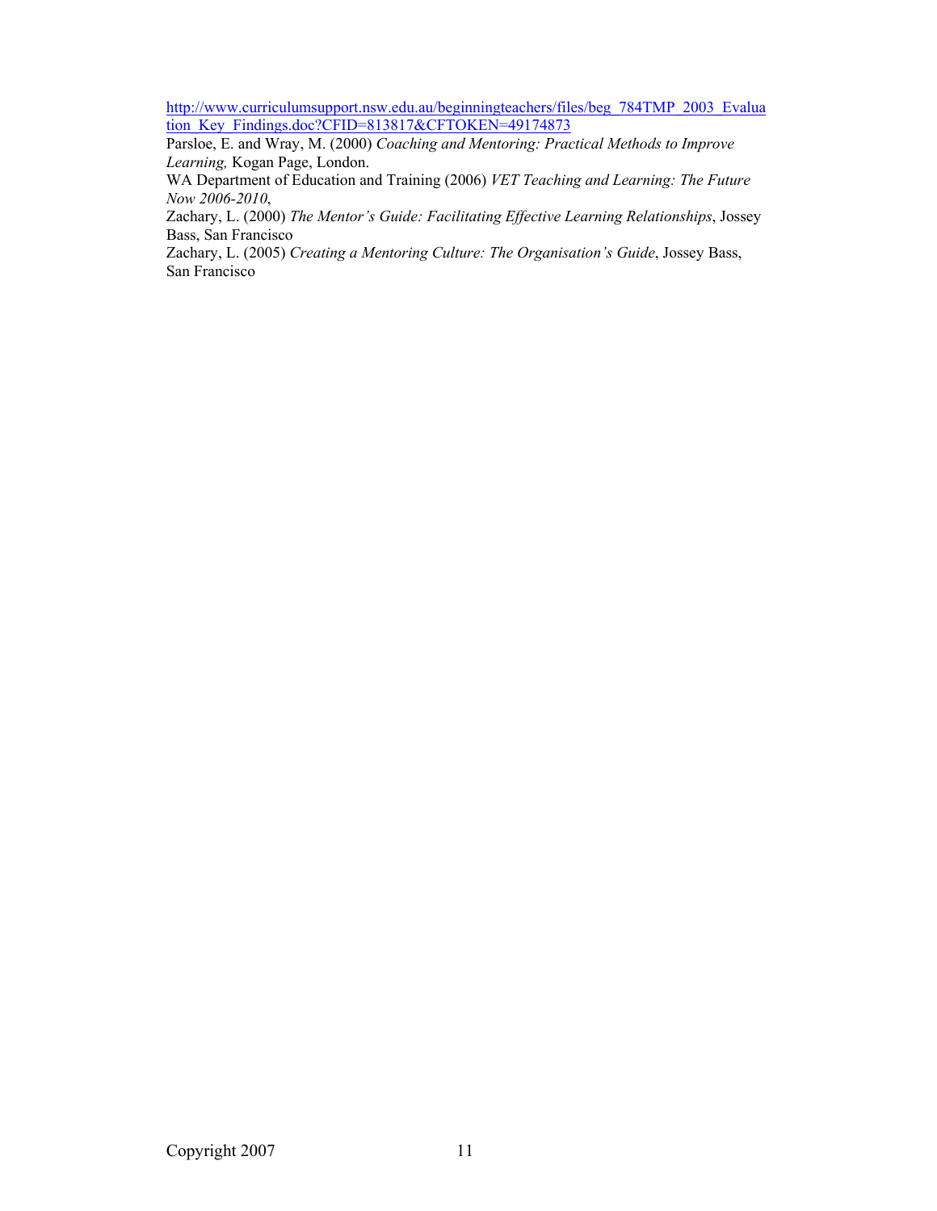http://www.curriculumsupport.nsw.edu.au/beginningteachers/files/beg_784TMP_2003_Evaluation_Key_Findings.doc?CFID=813817&CFTOKEN=49174873

Parsloe, E. and Wray, M. (2000) *Coaching and Mentoring: Practical Methods to Improve Learning,* Kogan Page, London.

WA Department of Education and Training (2006) *VET Teaching and Learning: The Future Now 2006-2010*,

Zachary, L. (2000) *The Mentor's Guide: Facilitating Effective Learning Relationships*, Jossey Bass, San Francisco

Zachary, L. (2005) *Creating a Mentoring Culture: The Organisation's Guide*, Jossey Bass, San Francisco

Copyright 2007